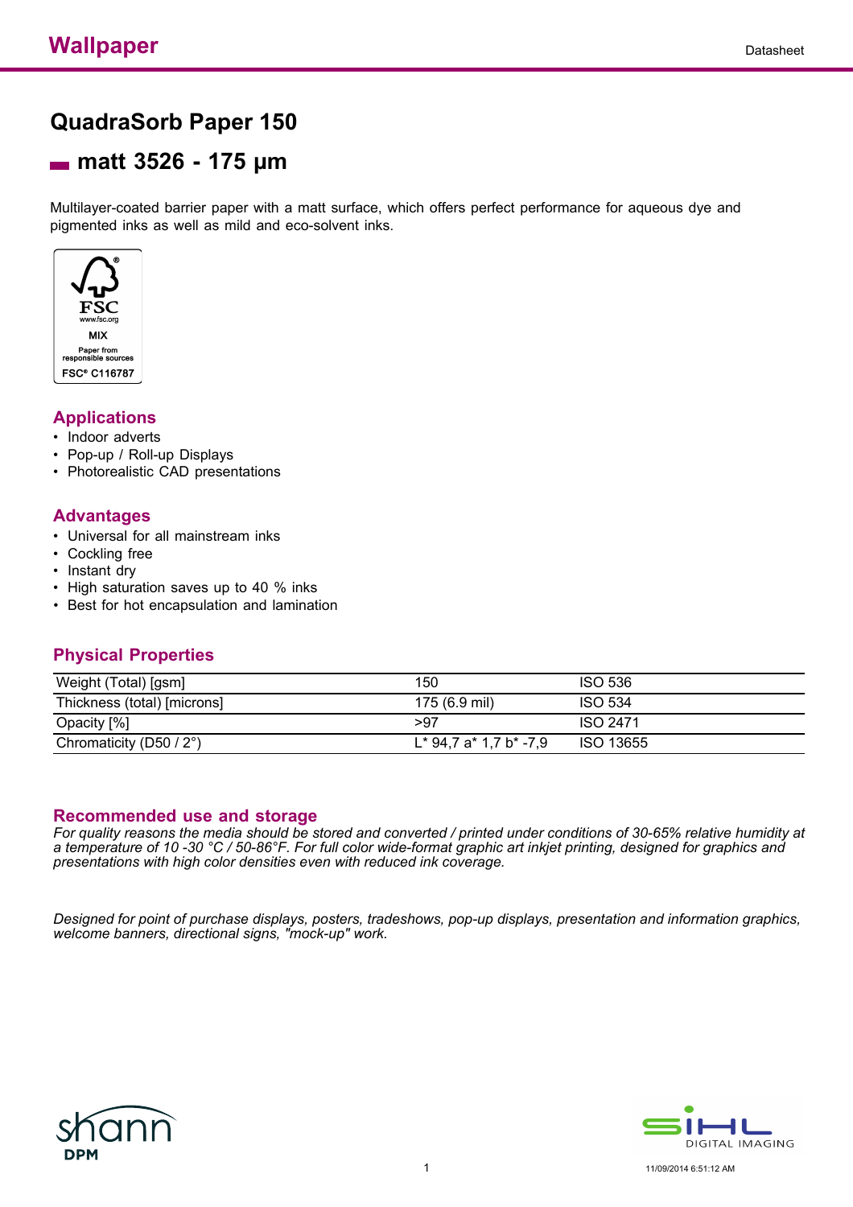# Wallpaper

Datasheet

## QuadraSorb Paper 150

### matt 3526 - 175 µm

Multilayer-coated barrier paper with a matt surface, which offers perfect performance for aqueous dye and pigmented inks as well as mild and eco-solvent inks.

FSC
www.fsc.org
MIX
Paper from responsible sources
FSC® C116787

### Applications

- Indoor adverts
- Pop-up / Roll-up Displays
- Photorealistic CAD presentations

### Advantages

- Universal for all mainstream inks
- Cockling free
- Instant dry
- High saturation saves up to 40 % inks
- Best for hot encapsulation and lamination

### Physical Properties

| | | |
|---|---|---|
| Weight (Total) [gsm] | 150 | ISO 536 |
| Thickness (total) [microns] | 175 (6.9 mil) | ISO 534 |
| Opacity [%] | >97 | ISO 2471 |
| Chromaticity (D50 / 2°) | L* 94,7 a* 1,7 b* -7,9 | ISO 13655 |

### Recommended use and storage

*For quality reasons the media should be stored and converted / printed under conditions of 30-65% relative humidity at a temperature of 10 -30 °C / 50-86°F. For full color wide-format graphic art inkjet printing, designed for graphics and presentations with high color densities even with reduced ink coverage.*

*Designed for point of purchase displays, posters, tradeshows, pop-up displays, presentation and information graphics, welcome banners, directional signs, "mock-up" work.*

shann DPM

SIHL DIGITAL IMAGING

11/09/2014 6:51:12 AM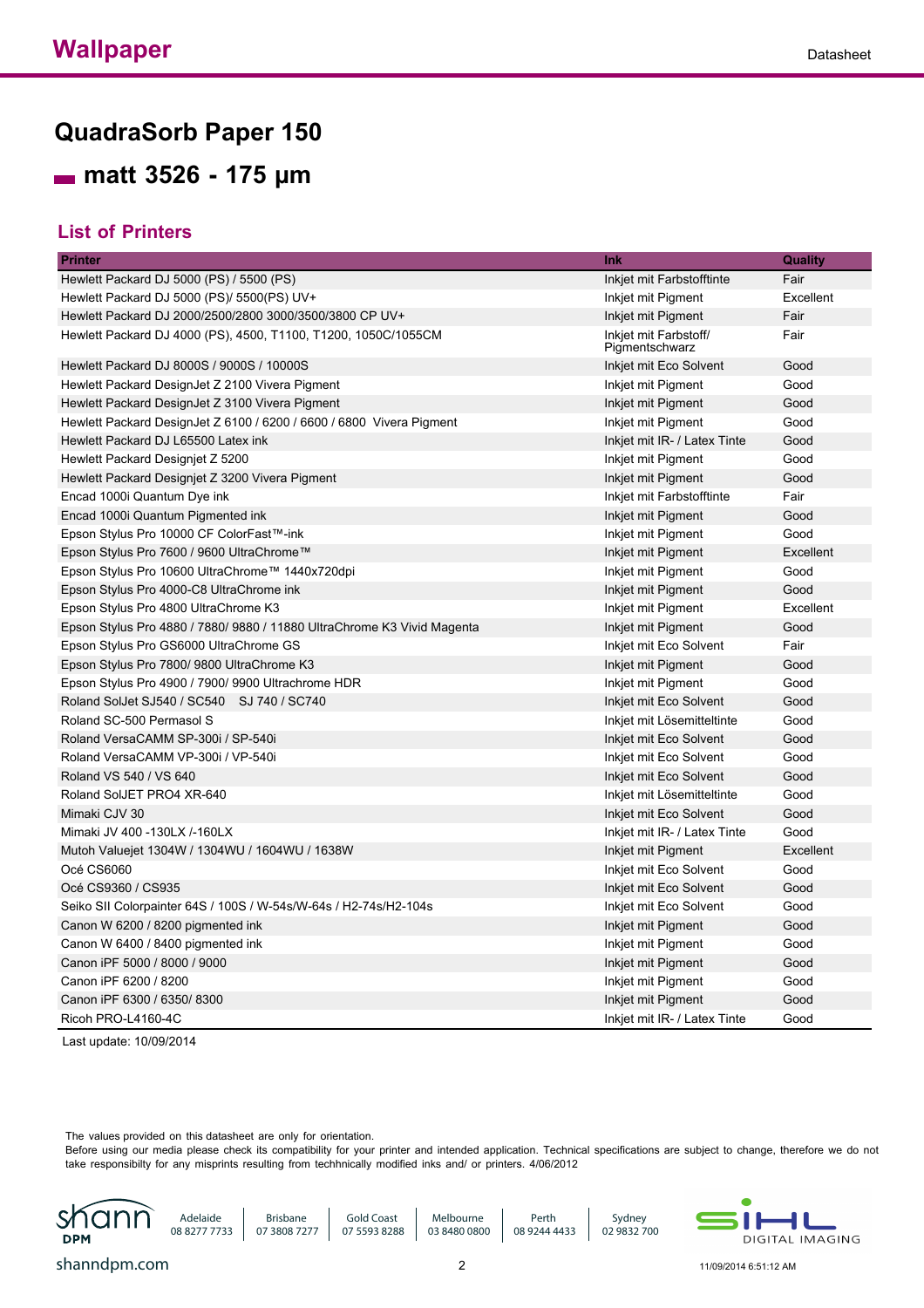# QuadraSorb Paper 150

## matt 3526 - 175 µm

### List of Printers

| Printer | Ink | Quality |
|---|---|---|
| Hewlett Packard DJ 5000 (PS) / 5500 (PS) | Inkjet mit Farbstofftinte | Fair |
| Hewlett Packard DJ 5000 (PS)/ 5500(PS) UV+ | Inkjet mit Pigment | Excellent |
| Hewlett Packard DJ 2000/2500/2800 3000/3500/3800 CP UV+ | Inkjet mit Pigment | Fair |
| Hewlett Packard DJ 4000 (PS), 4500, T1100, T1200, 1050C/1055CM | Inkjet mit Farbstoff/ Pigmentschwarz | Fair |
| Hewlett Packard DJ 8000S / 9000S / 10000S | Inkjet mit Eco Solvent | Good |
| Hewlett Packard DesignJet Z 2100 Vivera Pigment | Inkjet mit Pigment | Good |
| Hewlett Packard DesignJet Z 3100 Vivera Pigment | Inkjet mit Pigment | Good |
| Hewlett Packard DesignJet Z 6100 / 6200 / 6600 / 6800 Vivera Pigment | Inkjet mit Pigment | Good |
| Hewlett Packard DJ L65500 Latex ink | Inkjet mit IR- / Latex Tinte | Good |
| Hewlett Packard Designjet Z 5200 | Inkjet mit Pigment | Good |
| Hewlett Packard Designjet Z 3200 Vivera Pigment | Inkjet mit Pigment | Good |
| Encad 1000i Quantum Dye ink | Inkjet mit Farbstofftinte | Fair |
| Encad 1000i Quantum Pigmented ink | Inkjet mit Pigment | Good |
| Epson Stylus Pro 10000 CF ColorFast™-ink | Inkjet mit Pigment | Good |
| Epson Stylus Pro 7600 / 9600 UltraChrome™ | Inkjet mit Pigment | Excellent |
| Epson Stylus Pro 10600 UltraChrome™ 1440x720dpi | Inkjet mit Pigment | Good |
| Epson Stylus Pro 4000-C8 UltraChrome ink | Inkjet mit Pigment | Good |
| Epson Stylus Pro 4800 UltraChrome K3 | Inkjet mit Pigment | Excellent |
| Epson Stylus Pro 4880 / 7880/ 9880 / 11880 UltraChrome K3 Vivid Magenta | Inkjet mit Pigment | Good |
| Epson Stylus Pro GS6000 UltraChrome GS | Inkjet mit Eco Solvent | Fair |
| Epson Stylus Pro 7800/ 9800 UltraChrome K3 | Inkjet mit Pigment | Good |
| Epson Stylus Pro 4900 / 7900/ 9900 Ultrachrome HDR | Inkjet mit Pigment | Good |
| Roland SolJet SJ540 / SC540   SJ 740 / SC740 | Inkjet mit Eco Solvent | Good |
| Roland SC-500 Permasol S | Inkjet mit Lösemitteltinte | Good |
| Roland VersaCAMM SP-300i / SP-540i | Inkjet mit Eco Solvent | Good |
| Roland VersaCAMM VP-300i / VP-540i | Inkjet mit Eco Solvent | Good |
| Roland VS 540 / VS 640 | Inkjet mit Eco Solvent | Good |
| Roland SolJET PRO4 XR-640 | Inkjet mit Lösemitteltinte | Good |
| Mimaki CJV 30 | Inkjet mit Eco Solvent | Good |
| Mimaki JV 400 -130LX /-160LX | Inkjet mit IR- / Latex Tinte | Good |
| Mutoh Valuejet 1304W / 1304WU / 1604WU / 1638W | Inkjet mit Pigment | Excellent |
| Océ CS6060 | Inkjet mit Eco Solvent | Good |
| Océ CS9360 / CS935 | Inkjet mit Eco Solvent | Good |
| Seiko SII Colorpainter 64S / 100S / W-54s/W-64s / H2-74s/H2-104s | Inkjet mit Eco Solvent | Good |
| Canon W 6200 / 8200 pigmented ink | Inkjet mit Pigment | Good |
| Canon W 6400 / 8400 pigmented ink | Inkjet mit Pigment | Good |
| Canon iPF 5000 / 8000 / 9000 | Inkjet mit Pigment | Good |
| Canon iPF 6200 / 8200 | Inkjet mit Pigment | Good |
| Canon iPF 6300 / 6350/ 8300 | Inkjet mit Pigment | Good |
| Ricoh PRO-L4160-4C | Inkjet mit IR- / Latex Tinte | Good |

Last update: 10/09/2014

The values provided on this datasheet are only for orientation.
Before using our media please check its compatibility for your printer and intended application. Technical specifications are subject to change, therefore we do not take responsibilty for any misprints resulting from techhnically modified inks and/ or printers. 4/06/2012

shann DPM

Adelaide 08 8277 7733 | Brisbane 07 3808 7277 | Gold Coast 07 5593 8288 | Melbourne 03 8480 0800 | Perth 08 9244 4433 | Sydney 02 9832 700

SIHL DIGITAL IMAGING

shanndpm.com

11/09/2014 6:51:12 AM